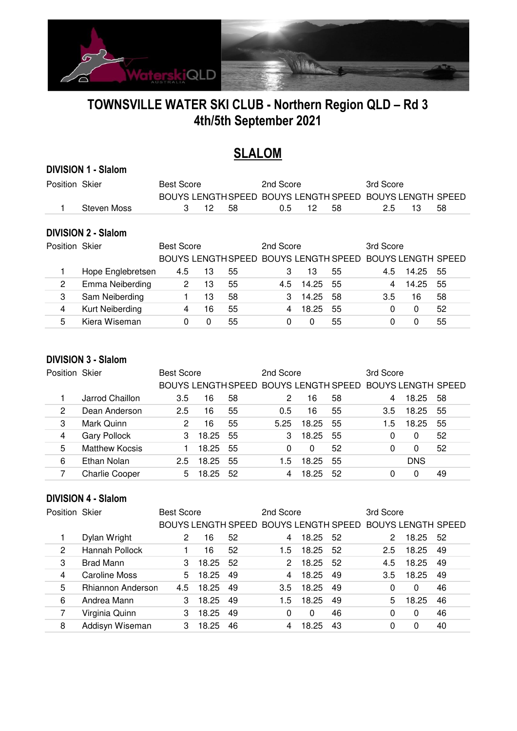# TOWNSVILLE WATER SKI CLUB - Northern Region QLD – Rd 3
# 4th/5th September 2021

## SLALOM

### DIVISION 1 - Slalom

| Position | Skier | Best Score | | | 2nd Score | | | 3rd Score | | |
|---|---|---|---|---|---|---|---|---|---|---|
| | | BOUYS | LENGTH | SPEED | BOUYS | LENGTH | SPEED | BOUYS | LENGTH | SPEED |
| 1 | Steven Moss | 3 | 12 | 58 | 0.5 | 12 | 58 | 2.5 | 13 | 58 |

### DIVISION 2 - Slalom

| Position | Skier | Best Score | | | 2nd Score | | | 3rd Score | | |
|---|---|---|---|---|---|---|---|---|---|---|
| | | BOUYS | LENGTH | SPEED | BOUYS | LENGTH | SPEED | BOUYS | LENGTH | SPEED |
| 1 | Hope Englebretsen | 4.5 | 13 | 55 | 3 | 13 | 55 | 4.5 | 14.25 | 55 |
| 2 | Emma Neiberding | 2 | 13 | 55 | 4.5 | 14.25 | 55 | 4 | 14.25 | 55 |
| 3 | Sam Neiberding | 1 | 13 | 58 | 3 | 14.25 | 58 | 3.5 | 16 | 58 |
| 4 | Kurt Neiberding | 4 | 16 | 55 | 4 | 18.25 | 55 | 0 | 0 | 52 |
| 5 | Kiera Wiseman | 0 | 0 | 55 | 0 | 0 | 55 | 0 | 0 | 55 |

### DIVISION 3 - Slalom

| Position | Skier | Best Score | | | 2nd Score | | | 3rd Score | | |
|---|---|---|---|---|---|---|---|---|---|---|
| | | BOUYS | LENGTH | SPEED | BOUYS | LENGTH | SPEED | BOUYS | LENGTH | SPEED |
| 1 | Jarrod Chaillon | 3.5 | 16 | 58 | 2 | 16 | 58 | 4 | 18.25 | 58 |
| 2 | Dean Anderson | 2.5 | 16 | 55 | 0.5 | 16 | 55 | 3.5 | 18.25 | 55 |
| 3 | Mark Quinn | 2 | 16 | 55 | 5.25 | 18.25 | 55 | 1.5 | 18.25 | 55 |
| 4 | Gary Pollock | 3 | 18.25 | 55 | 3 | 18.25 | 55 | 0 | 0 | 52 |
| 5 | Matthew Kocsis | 1 | 18.25 | 55 | 0 | 0 | 52 | 0 | 0 | 52 |
| 6 | Ethan Nolan | 2.5 | 18.25 | 55 | 1.5 | 18.25 | 55 | | DNS | |
| 7 | Charlie Cooper | 5 | 18.25 | 52 | 4 | 18.25 | 52 | 0 | 0 | 49 |

### DIVISION 4 - Slalom

| Position | Skier | Best Score | | | 2nd Score | | | 3rd Score | | |
|---|---|---|---|---|---|---|---|---|---|---|
| | | BOUYS | LENGTH | SPEED | BOUYS | LENGTH | SPEED | BOUYS | LENGTH | SPEED |
| 1 | Dylan Wright | 2 | 16 | 52 | 4 | 18.25 | 52 | 2 | 18.25 | 52 |
| 2 | Hannah Pollock | 1 | 16 | 52 | 1.5 | 18.25 | 52 | 2.5 | 18.25 | 49 |
| 3 | Brad Mann | 3 | 18.25 | 52 | 2 | 18.25 | 52 | 4.5 | 18.25 | 49 |
| 4 | Caroline Moss | 5 | 18.25 | 49 | 4 | 18.25 | 49 | 3.5 | 18.25 | 49 |
| 5 | Rhiannon Anderson | 4.5 | 18.25 | 49 | 3.5 | 18.25 | 49 | 0 | 0 | 46 |
| 6 | Andrea Mann | 3 | 18.25 | 49 | 1.5 | 18.25 | 49 | 5 | 18.25 | 46 |
| 7 | Virginia Quinn | 3 | 18.25 | 49 | 0 | 0 | 46 | 0 | 0 | 46 |
| 8 | Addisyn Wiseman | 3 | 18.25 | 46 | 4 | 18.25 | 43 | 0 | 0 | 40 |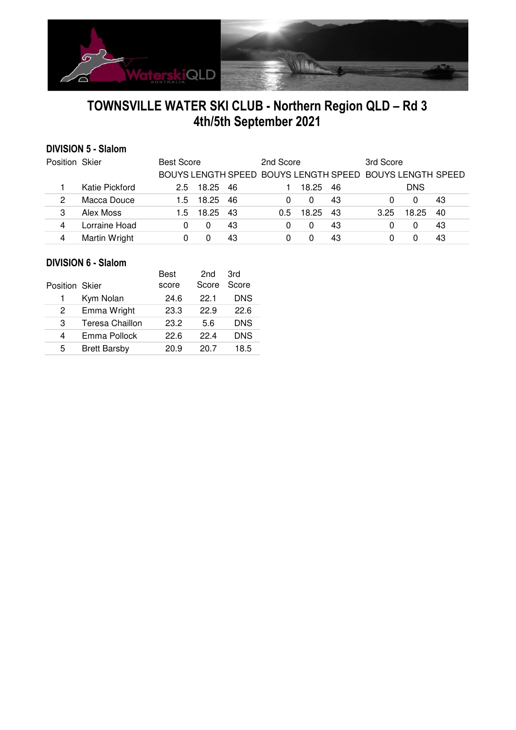# TOWNSVILLE WATER SKI CLUB - Northern Region QLD – Rd 3
# 4th/5th September 2021

### DIVISION 5 - Slalom

| Position | Skier | Best Score | | | 2nd Score | | | 3rd Score | | |
|---|---|---|---|---|---|---|---|---|---|---|
| | | BOUYS | LENGTH | SPEED | BOUYS | LENGTH | SPEED | BOUYS | LENGTH | SPEED |
| 1 | Katie Pickford | 2.5 | 18.25 | 46 | 1 | 18.25 | 46 | | DNS | |
| 2 | Macca Douce | 1.5 | 18.25 | 46 | 0 | 0 | 43 | 0 | 0 | 43 |
| 3 | Alex Moss | 1.5 | 18.25 | 43 | 0.5 | 18.25 | 43 | 3.25 | 18.25 | 40 |
| 4 | Lorraine Hoad | 0 | 0 | 43 | 0 | 0 | 43 | 0 | 0 | 43 |
| 4 | Martin Wright | 0 | 0 | 43 | 0 | 0 | 43 | 0 | 0 | 43 |

### DIVISION 6 - Slalom

| Position | Skier | Best score | 2nd Score | 3rd Score |
|---|---|---|---|---|
| 1 | Kym Nolan | 24.6 | 22.1 | DNS |
| 2 | Emma Wright | 23.3 | 22.9 | 22.6 |
| 3 | Teresa Chaillon | 23.2 | 5.6 | DNS |
| 4 | Emma Pollock | 22.6 | 22.4 | DNS |
| 5 | Brett Barsby | 20.9 | 20.7 | 18.5 |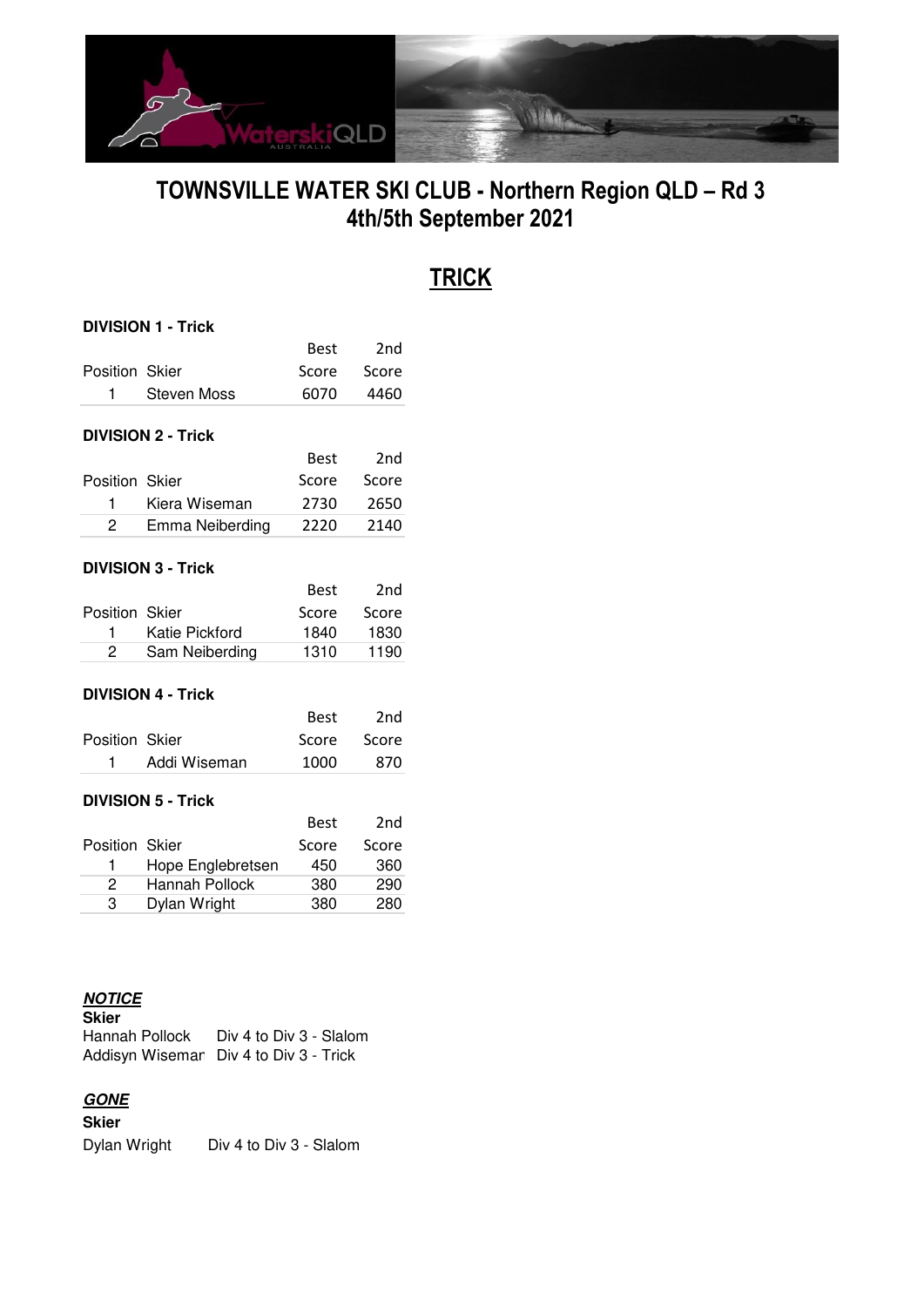# TOWNSVILLE WATER SKI CLUB - Northern Region QLD – Rd 3
## 4th/5th September 2021

## TRICK

**DIVISION 1 - Trick**

| Position | Skier | Best Score | 2nd Score |
|---|---|---|---|
| 1 | Steven Moss | 6070 | 4460 |

**DIVISION 2 - Trick**

| Position | Skier | Best Score | 2nd Score |
|---|---|---|---|
| 1 | Kiera Wiseman | 2730 | 2650 |
| 2 | Emma Neiberding | 2220 | 2140 |

**DIVISION 3 - Trick**

| Position | Skier | Best Score | 2nd Score |
|---|---|---|---|
| 1 | Katie Pickford | 1840 | 1830 |
| 2 | Sam Neiberding | 1310 | 1190 |

**DIVISION 4 - Trick**

| Position | Skier | Best Score | 2nd Score |
|---|---|---|---|
| 1 | Addi Wiseman | 1000 | 870 |

**DIVISION 5 - Trick**

| Position | Skier | Best Score | 2nd Score |
|---|---|---|---|
| 1 | Hope Englebretsen | 450 | 360 |
| 2 | Hannah Pollock | 380 | 290 |
| 3 | Dylan Wright | 380 | 280 |

***NOTICE***

| Skier | |
|---|---|
| Hannah Pollock | Div 4 to Div 3 - Slalom |
| Addisyn Wiseman | Div 4 to Div 3 - Trick |

***GONE***

| Skier | |
|---|---|
| Dylan Wright | Div 4 to Div 3 - Slalom |